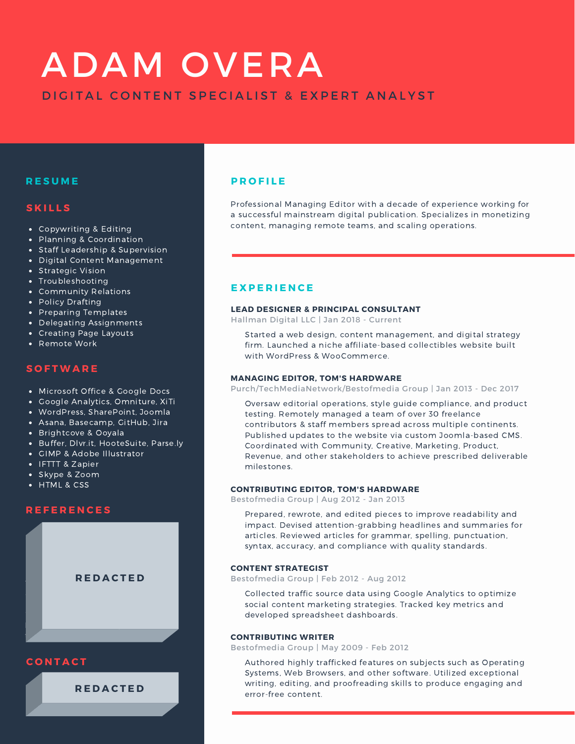# ADAM OVERA

## DIGITAL CONTENT SPECIALIST & EXPERT ANALYST

## RESUME

### SKILLS

- Copywriting & Editing
- Planning & Coordination
- Staff Leadership & Supervision
- Digital Content Management
- Strategic Vision
- Troubleshooting
- Community Relations
- Policy Drafting
- Preparing Templates
- Delegating Assignments
- Creating Page Layouts
- Remote Work

### SOFTWARE

- Microsoft Office & Google Docs
- Google Analytics, Omniture, XiTi
- WordPress, SharePoint, Joomla
- Asana, Basecamp, GitHub, Jira
- Brightcove & Ooyala
- Buffer, Dlvr.it, HooteSuite, Parse.ly
- GIMP & Adobe Illustrator
- IFTTT & Zapier
- Skype & Zoom
- HTML & CSS

### REFERENCES

REDACTED

### CONTACT

REDACTED

## PROFILE

Professional Managing Editor with a decade of experience working for a successful mainstream digital publication. Specializes in monetizing content, managing remote teams, and scaling operations.

## EXPERIENCE

**LEAD DESIGNER & PRINCIPAL CONSULTANT**
Hallman Digital LLC | Jan 2018 - Current

Started a web design, content management, and digital strategy firm. Launched a niche affiliate-based collectibles website built with WordPress & WooCommerce.

**MANAGING EDITOR, TOM'S HARDWARE**
Purch/TechMediaNetwork/Bestofmedia Group | Jan 2013 - Dec 2017

Oversaw editorial operations, style guide compliance, and product testing. Remotely managed a team of over 30 freelance contributors & staff members spread across multiple continents. Published updates to the website via custom Joomla-based CMS. Coordinated with Community, Creative, Marketing, Product, Revenue, and other stakeholders to achieve prescribed deliverable milestones.

**CONTRIBUTING EDITOR, TOM'S HARDWARE**
Bestofmedia Group | Aug 2012 - Jan 2013

Prepared, rewrote, and edited pieces to improve readability and impact. Devised attention-grabbing headlines and summaries for articles. Reviewed articles for grammar, spelling, punctuation, syntax, accuracy, and compliance with quality standards.

**CONTENT STRATEGIST**
Bestofmedia Group | Feb 2012 - Aug 2012

Collected traffic source data using Google Analytics to optimize social content marketing strategies. Tracked key metrics and developed spreadsheet dashboards.

**CONTRIBUTING WRITER**
Bestofmedia Group | May 2009 - Feb 2012

Authored highly trafficked features on subjects such as Operating Systems, Web Browsers, and other software. Utilized exceptional writing, editing, and proofreading skills to produce engaging and error-free content.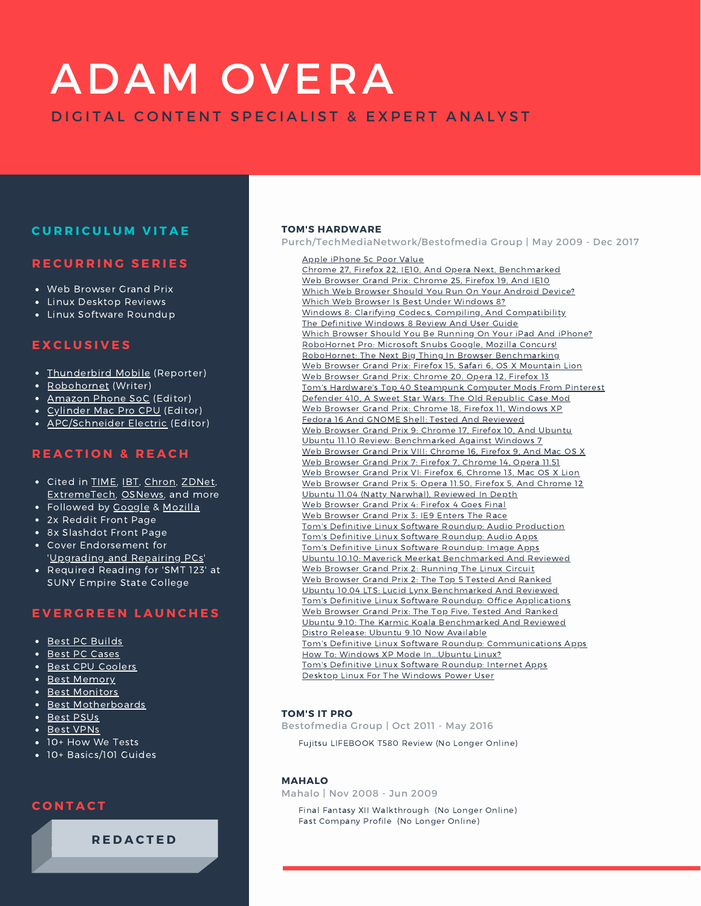# ADAM OVERA

## DIGITAL CONTENT SPECIALIST & EXPERT ANALYST

## CURRICULUM VITAE

### RECURRING SERIES

- Web Browser Grand Prix
- Linux Desktop Reviews
- Linux Software Roundup

### EXCLUSIVES

- Thunderbird Mobile (Reporter)
- Robohornet (Writer)
- Amazon Phone SoC (Editor)
- Cylinder Mac Pro CPU (Editor)
- APC/Schneider Electric (Editor)

### REACTION & REACH

- Cited in TIME, IBT, Chron, ZDNet, ExtremeTech, OSNews, and more
- Followed by Google & Mozilla
- 2x Reddit Front Page
- 8x Slashdot Front Page
- Cover Endorsement for 'Upgrading and Repairing PCs'
- Required Reading for 'SMT 123' at SUNY Empire State College

### EVERGREEN LAUNCHES

- Best PC Builds
- Best PC Cases
- Best CPU Coolers
- Best Memory
- Best Monitors
- Best Motherboards
- Best PSUs
- Best VPNs
- 10+ How We Tests
- 10+ Basics/101 Guides

### CONTACT

REDACTED

**TOM'S HARDWARE**

Purch/TechMediaNetwork/Bestofmedia Group | May 2009 - Dec 2017

Apple iPhone 5c Poor Value
Chrome 27, Firefox 22, IE10, And Opera Next, Benchmarked
Web Browser Grand Prix: Chrome 25, Firefox 19, And IE10
Which Web Browser Should You Run On Your Android Device?
Which Web Browser Is Best Under Windows 8?
Windows 8: Clarifying Codecs, Compiling, And Compatibility
The Definitive Windows 8 Review And User Guide
Which Browser Should You Be Running On Your iPad And iPhone?
RoboHornet Pro: Microsoft Snubs Google, Mozilla Concurs!
RoboHornet: The Next Big Thing In Browser Benchmarking
Web Browser Grand Prix: Firefox 15, Safari 6, OS X Mountain Lion
Web Browser Grand Prix: Chrome 20, Opera 12, Firefox 13
Tom's Hardware's Top 40 Steampunk Computer Mods From Pinterest
Defender 410, A Sweet Star Wars: The Old Republic Case Mod
Web Browser Grand Prix: Chrome 18, Firefox 11, Windows XP
Fedora 16 And GNOME Shell: Tested And Reviewed
Web Browser Grand Prix 9: Chrome 17, Firefox 10, And Ubuntu
Ubuntu 11.10 Review: Benchmarked Against Windows 7
Web Browser Grand Prix VIII: Chrome 16, Firefox 9, And Mac OS X
Web Browser Grand Prix 7: Firefox 7, Chrome 14, Opera 11.51
Web Browser Grand Prix VI: Firefox 6, Chrome 13, Mac OS X Lion
Web Browser Grand Prix 5: Opera 11.50, Firefox 5, And Chrome 12
Ubuntu 11.04 (Natty Narwhal), Reviewed In Depth
Web Browser Grand Prix 4: Firefox 4 Goes Final
Web Browser Grand Prix 3: IE9 Enters The Race
Tom's Definitive Linux Software Roundup: Audio Production
Tom's Definitive Linux Software Roundup: Audio Apps
Tom's Definitive Linux Software Roundup: Image Apps
Ubuntu 10.10: Maverick Meerkat Benchmarked And Reviewed
Web Browser Grand Prix 2: Running The Linux Circuit
Web Browser Grand Prix 2: The Top 5 Tested And Ranked
Ubuntu 10.04 LTS: Lucid Lynx Benchmarked And Reviewed
Tom's Definitive Linux Software Roundup: Office Applications
Web Browser Grand Prix: The Top Five, Tested And Ranked
Ubuntu 9.10: The Karmic Koala Benchmarked And Reviewed
Distro Release: Ubuntu 9.10 Now Available
Tom's Definitive Linux Software Roundup: Communications Apps
How To: Windows XP Mode In...Ubuntu Linux?
Tom's Definitive Linux Software Roundup: Internet Apps
Desktop Linux For The Windows Power User

**TOM'S IT PRO**

Bestofmedia Group | Oct 2011 - May 2016

Fujitsu LIFEBOOK T580 Review (No Longer Online)

**MAHALO**

Mahalo | Nov 2008 - Jun 2009

Final Fantasy XII Walkthrough (No Longer Online)
Fast Company Profile (No Longer Online)